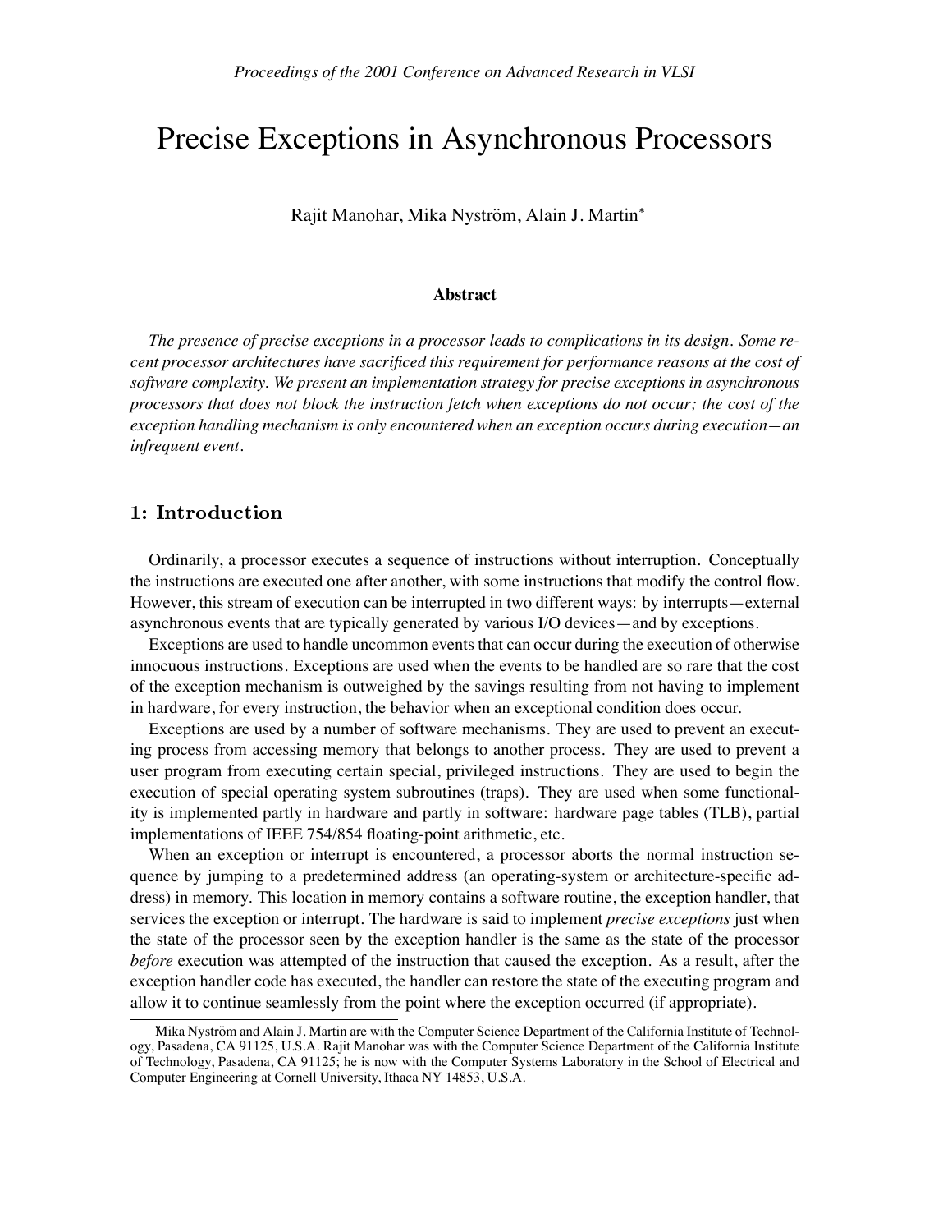# Precise Exceptions in Asynchronous Processors

Rajit Manohar, Mika Nyström, Alain J. Martin*

**Abstract**

*The presence of precise exceptions in a processor leads to complications in its design. Some recent processor architectures have sacrificed this requirement for performance reasons at the cost of software complexity. We present an implementation strategy for precise exceptions in asynchronous processors that does not block the instruction fetch when exceptions do not occur; the cost of the exception handling mechanism is only encountered when an exception occurs during execution—an infrequent event.*

## 1: Introduction

Ordinarily, a processor executes a sequence of instructions without interruption. Conceptually the instructions are executed one after another, with some instructions that modify the control flow. However, this stream of execution can be interrupted in two different ways: by interrupts—external asynchronous events that are typically generated by various I/O devices—and by exceptions.

Exceptions are used to handle uncommon events that can occur during the execution of otherwise innocuous instructions. Exceptions are used when the events to be handled are so rare that the cost of the exception mechanism is outweighed by the savings resulting from not having to implement in hardware, for every instruction, the behavior when an exceptional condition does occur.

Exceptions are used by a number of software mechanisms. They are used to prevent an executing process from accessing memory that belongs to another process. They are used to prevent a user program from executing certain special, privileged instructions. They are used to begin the execution of special operating system subroutines (traps). They are used when some functionality is implemented partly in hardware and partly in software: hardware page tables (TLB), partial implementations of IEEE 754/854 floating-point arithmetic, etc.

When an exception or interrupt is encountered, a processor aborts the normal instruction sequence by jumping to a predetermined address (an operating-system or architecture-specific address) in memory. This location in memory contains a software routine, the exception handler, that services the exception or interrupt. The hardware is said to implement *precise exceptions* just when the state of the processor seen by the exception handler is the same as the state of the processor *before* execution was attempted of the instruction that caused the exception. As a result, after the exception handler code has executed, the handler can restore the state of the executing program and allow it to continue seamlessly from the point where the exception occurred (if appropriate).

---

*Mika Nyström and Alain J. Martin are with the Computer Science Department of the California Institute of Technology, Pasadena, CA 91125, U.S.A. Rajit Manohar was with the Computer Science Department of the California Institute of Technology, Pasadena, CA 91125; he is now with the Computer Systems Laboratory in the School of Electrical and Computer Engineering at Cornell University, Ithaca NY 14853, U.S.A.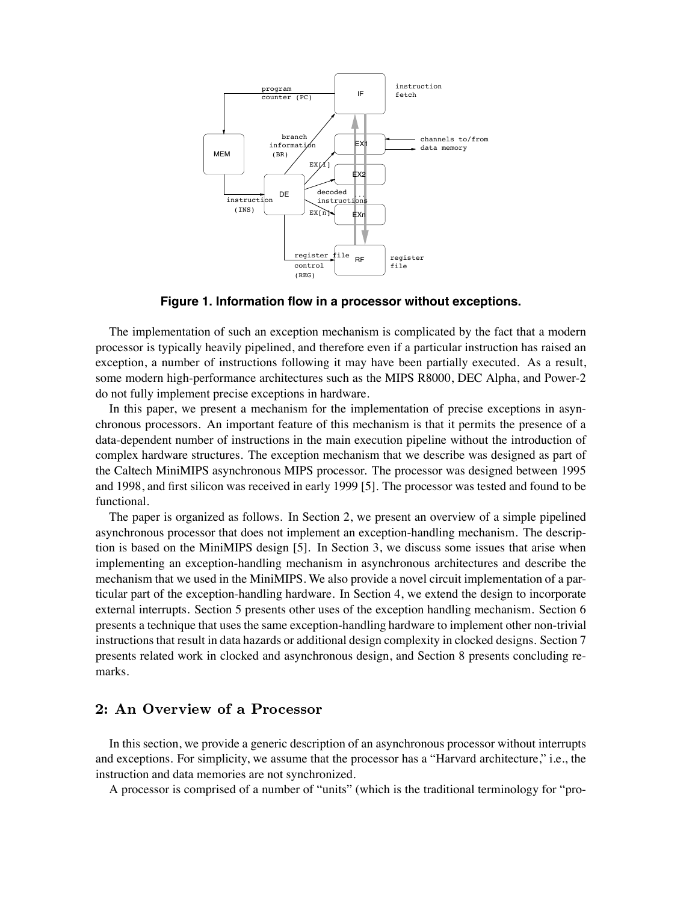program
counter (PC)

IF

instruction
fetch

MEM

branch
information
(BR)

EX1

channels to/from
data memory

EX[1]

EX2

DE

decoded
instructions

instruction
(INS)

EX[n]

EXn

register file
control
(REG)

RF

register
file

**Figure 1. Information flow in a processor without exceptions.**

The implementation of such an exception mechanism is complicated by the fact that a modern processor is typically heavily pipelined, and therefore even if a particular instruction has raised an exception, a number of instructions following it may have been partially executed. As a result, some modern high-performance architectures such as the MIPS R8000, DEC Alpha, and Power-2 do not fully implement precise exceptions in hardware.

In this paper, we present a mechanism for the implementation of precise exceptions in asynchronous processors. An important feature of this mechanism is that it permits the presence of a data-dependent number of instructions in the main execution pipeline without the introduction of complex hardware structures. The exception mechanism that we describe was designed as part of the Caltech MiniMIPS asynchronous MIPS processor. The processor was designed between 1995 and 1998, and first silicon was received in early 1999 [5]. The processor was tested and found to be functional.

The paper is organized as follows. In Section 2, we present an overview of a simple pipelined asynchronous processor that does not implement an exception-handling mechanism. The description is based on the MiniMIPS design [5]. In Section 3, we discuss some issues that arise when implementing an exception-handling mechanism in asynchronous architectures and describe the mechanism that we used in the MiniMIPS. We also provide a novel circuit implementation of a particular part of the exception-handling hardware. In Section 4, we extend the design to incorporate external interrupts. Section 5 presents other uses of the exception handling mechanism. Section 6 presents a technique that uses the same exception-handling hardware to implement other non-trivial instructions that result in data hazards or additional design complexity in clocked designs. Section 7 presents related work in clocked and asynchronous design, and Section 8 presents concluding remarks.

## 2: An Overview of a Processor

In this section, we provide a generic description of an asynchronous processor without interrupts and exceptions. For simplicity, we assume that the processor has a "Harvard architecture," i.e., the instruction and data memories are not synchronized.

A processor is comprised of a number of "units" (which is the traditional terminology for "pro-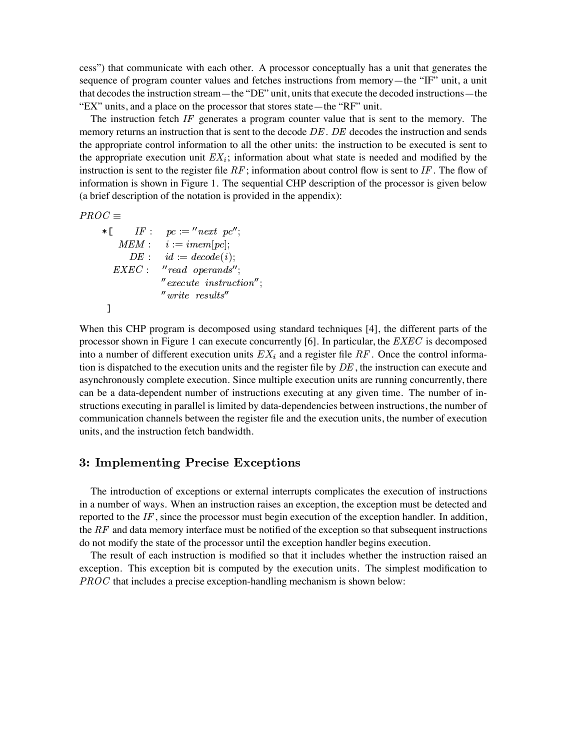cess") that communicate with each other. A processor conceptually has a unit that generates the sequence of program counter values and fetches instructions from memory—the "IF" unit, a unit that decodes the instruction stream—the "DE" unit, units that execute the decoded instructions—the "EX" units, and a place on the processor that stores state—the "RF" unit.

The instruction fetch $IF$ generates a program counter value that is sent to the memory. The memory returns an instruction that is sent to the decode $DE$. $DE$ decodes the instruction and sends the appropriate control information to all the other units: the instruction to be executed is sent to the appropriate execution unit $EX_i$; information about what state is needed and modified by the instruction is sent to the register file $RF$; information about control flow is sent to $IF$. The flow of information is shown in Figure 1. The sequential CHP description of the processor is given below (a brief description of the notation is provided in the appendix):

$$
\begin{array}{l}
PROC \equiv \\
\quad *[ \quad \begin{array}{rl}
IF: & pc := \text{"}next\ \ pc\text{"}; \\
MEM: & i := imem[pc]; \\
DE: & id := decode(i); \\
EXEC: & \text{"}read\ \ operands\text{"}; \\
 & \text{"}execute\ \ instruction\text{"}; \\
 & \text{"}write\ \ results\text{"}
\end{array} \\
\quad ]
\end{array}
$$

When this CHP program is decomposed using standard techniques [4], the different parts of the processor shown in Figure 1 can execute concurrently [6]. In particular, the $EXEC$ is decomposed into a number of different execution units $EX_i$ and a register file $RF$. Once the control information is dispatched to the execution units and the register file by $DE$, the instruction can execute and asynchronously complete execution. Since multiple execution units are running concurrently, there can be a data-dependent number of instructions executing at any given time. The number of instructions executing in parallel is limited by data-dependencies between instructions, the number of communication channels between the register file and the execution units, the number of execution units, and the instruction fetch bandwidth.

## 3: Implementing Precise Exceptions

The introduction of exceptions or external interrupts complicates the execution of instructions in a number of ways. When an instruction raises an exception, the exception must be detected and reported to the $IF$, since the processor must begin execution of the exception handler. In addition, the $RF$ and data memory interface must be notified of the exception so that subsequent instructions do not modify the state of the processor until the exception handler begins execution.

The result of each instruction is modified so that it includes whether the instruction raised an exception. This exception bit is computed by the execution units. The simplest modification to $PROC$ that includes a precise exception-handling mechanism is shown below: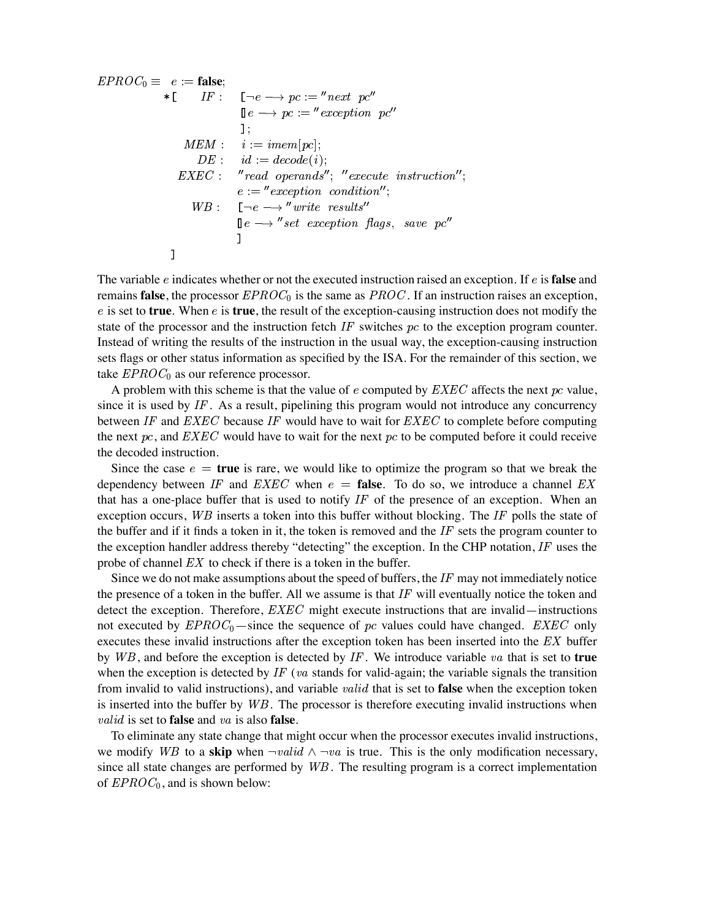$$
\begin{array}{lll}
EPROC_0 \equiv & e := \textbf{false}; & \\
& *[\quad IF: & [\neg e \longrightarrow pc := \text{"}next\ \ pc\text{"} \\
& & \,[\!]\, e \longrightarrow pc := \text{"}exception\ \ pc\text{"} \\
& & ]; \\
& \quad MEM: & i := imem[pc]; \\
& \quad DE: & id := decode(i); \\
& \quad EXEC: & \text{"}read\ \ operands\text{"};\ \text{"}execute\ \ instruction\text{"}; \\
& & e := \text{"}exception\ \ condition\text{"}; \\
& \quad WB: & [\neg e \longrightarrow \text{"}write\ \ results\text{"} \\
& & \,[\!]\, e \longrightarrow \text{"}set\ \ exception\ \ flags,\ \ save\ \ pc\text{"} \\
& & ] \\
& ] &
\end{array}
$$

The variable $e$ indicates whether or not the executed instruction raised an exception. If $e$ is **false** and remains **false**, the processor $EPROC_0$ is the same as $PROC$. If an instruction raises an exception, $e$ is set to **true**. When $e$ is **true**, the result of the exception-causing instruction does not modify the state of the processor and the instruction fetch $IF$ switches $pc$ to the exception program counter. Instead of writing the results of the instruction in the usual way, the exception-causing instruction sets flags or other status information as specified by the ISA. For the remainder of this section, we take $EPROC_0$ as our reference processor.

A problem with this scheme is that the value of $e$ computed by $EXEC$ affects the next $pc$ value, since it is used by $IF$. As a result, pipelining this program would not introduce any concurrency between $IF$ and $EXEC$ because $IF$ would have to wait for $EXEC$ to complete before computing the next $pc$, and $EXEC$ would have to wait for the next $pc$ to be computed before it could receive the decoded instruction.

Since the case $e$ = **true** is rare, we would like to optimize the program so that we break the dependency between $IF$ and $EXEC$ when $e$ = **false**. To do so, we introduce a channel $EX$ that has a one-place buffer that is used to notify $IF$ of the presence of an exception. When an exception occurs, $WB$ inserts a token into this buffer without blocking. The $IF$ polls the state of the buffer and if it finds a token in it, the token is removed and the $IF$ sets the program counter to the exception handler address thereby "detecting" the exception. In the CHP notation, $IF$ uses the probe of channel $EX$ to check if there is a token in the buffer.

Since we do not make assumptions about the speed of buffers, the $IF$ may not immediately notice the presence of a token in the buffer. All we assume is that $IF$ will eventually notice the token and detect the exception. Therefore, $EXEC$ might execute instructions that are invalid—instructions not executed by $EPROC_0$—since the sequence of $pc$ values could have changed. $EXEC$ only executes these invalid instructions after the exception token has been inserted into the $EX$ buffer by $WB$, and before the exception is detected by $IF$. We introduce variable $va$ that is set to **true** when the exception is detected by $IF$ ($va$ stands for valid-again; the variable signals the transition from invalid to valid instructions), and variable $valid$ that is set to **false** when the exception token is inserted into the buffer by $WB$. The processor is therefore executing invalid instructions when $valid$ is set to **false** and $va$ is also **false**.

To eliminate any state change that might occur when the processor executes invalid instructions, we modify $WB$ to a **skip** when $\neg valid \wedge \neg va$ is true. This is the only modification necessary, since all state changes are performed by $WB$. The resulting program is a correct implementation of $EPROC_0$, and is shown below: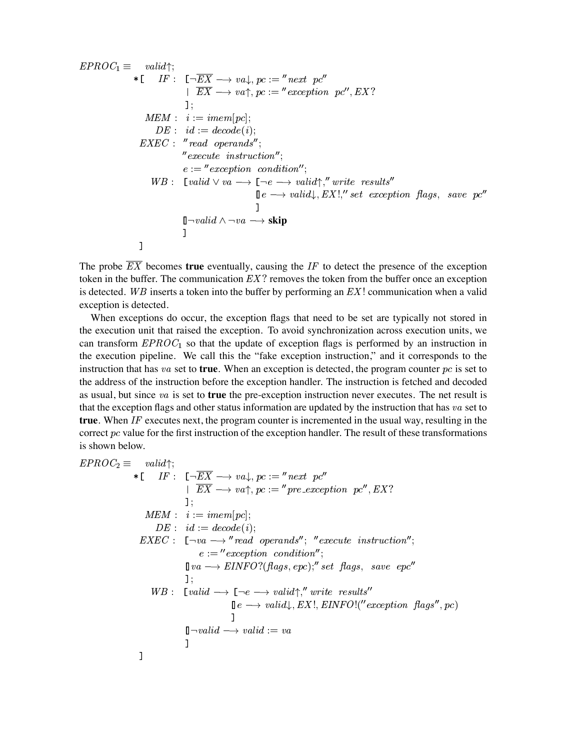$$
\begin{array}{lll}
EPROC_1 \equiv & valid\uparrow; & \\
& *[\quad IF: & [\neg\overline{EX} \longrightarrow va\downarrow, pc := \text{"}next\ \ pc\text{"} \\
& & \mid\ \overline{EX} \longrightarrow va\uparrow, pc := \text{"}exception\ \ pc\text{"}, EX? \\
& & ]; \\
& \quad MEM: & i := imem[pc]; \\
& \quad DE: & id := decode(i); \\
& \quad EXEC: & \text{"}read\ \ operands\text{"}; \\
& & \text{"}execute\ \ instruction\text{"}; \\
& & e := \text{"}exception\ \ condition\text{"}; \\
& \quad WB: & [valid \lor va \longrightarrow [\neg e \longrightarrow valid\uparrow, \text{"}write\ \ results\text{"} \\
& & \qquad\qquad\qquad\quad [\!] e \longrightarrow valid\downarrow, EX!, \text{"}set\ \ exception\ \ flags,\ \ save\ \ pc\text{"} \\
& & \qquad\qquad\qquad\quad ] \\
& & [\!] \neg valid \land \neg va \longrightarrow \textbf{skip} \\
& & ] \\
& ] &
\end{array}
$$

The probe $\overline{EX}$ becomes **true** eventually, causing the $IF$ to detect the presence of the exception token in the buffer. The communication $EX?$ removes the token from the buffer once an exception is detected. $WB$ inserts a token into the buffer by performing an $EX!$ communication when a valid exception is detected.

When exceptions do occur, the exception flags that need to be set are typically not stored in the execution unit that raised the exception. To avoid synchronization across execution units, we can transform $EPROC_1$ so that the update of exception flags is performed by an instruction in the execution pipeline. We call this the "fake exception instruction," and it corresponds to the instruction that has $va$ set to **true**. When an exception is detected, the program counter $pc$ is set to the address of the instruction before the exception handler. The instruction is fetched and decoded as usual, but since $va$ is set to **true** the pre-exception instruction never executes. The net result is that the exception flags and other status information are updated by the instruction that has $va$ set to **true**. When $IF$ executes next, the program counter is incremented in the usual way, resulting in the correct $pc$ value for the first instruction of the exception handler. The result of these transformations is shown below.

$$
\begin{array}{lll}
EPROC_2 \equiv & valid\uparrow; & \\
& *[\quad IF: & [\neg\overline{EX} \longrightarrow va\downarrow, pc := \text{"}next\ \ pc\text{"} \\
& & \mid\ \overline{EX} \longrightarrow va\uparrow, pc := \text{"}pre\_exception\ \ pc\text{"}, EX? \\
& & ]; \\
& \quad MEM: & i := imem[pc]; \\
& \quad DE: & id := decode(i); \\
& \quad EXEC: & [\neg va \longrightarrow \text{"}read\ \ operands\text{"};\ \text{"}execute\ \ instruction\text{"}; \\
& & \qquad e := \text{"}exception\ \ condition\text{"}; \\
& & [\!] va \longrightarrow EINFO?(flags, epc); \text{"}set\ \ flags,\ \ save\ \ epc\text{"} \\
& & ]; \\
& \quad WB: & [valid \longrightarrow [\neg e \longrightarrow valid\uparrow, \text{"}write\ \ results\text{"} \\
& & \qquad\qquad\quad [\!] e \longrightarrow valid\downarrow, EX!, EINFO!(\text{"}exception\ \ flags\text{"}, pc) \\
& & \qquad\qquad\quad ] \\
& & [\!] \neg valid \longrightarrow valid := va \\
& & ] \\
& ] &
\end{array}
$$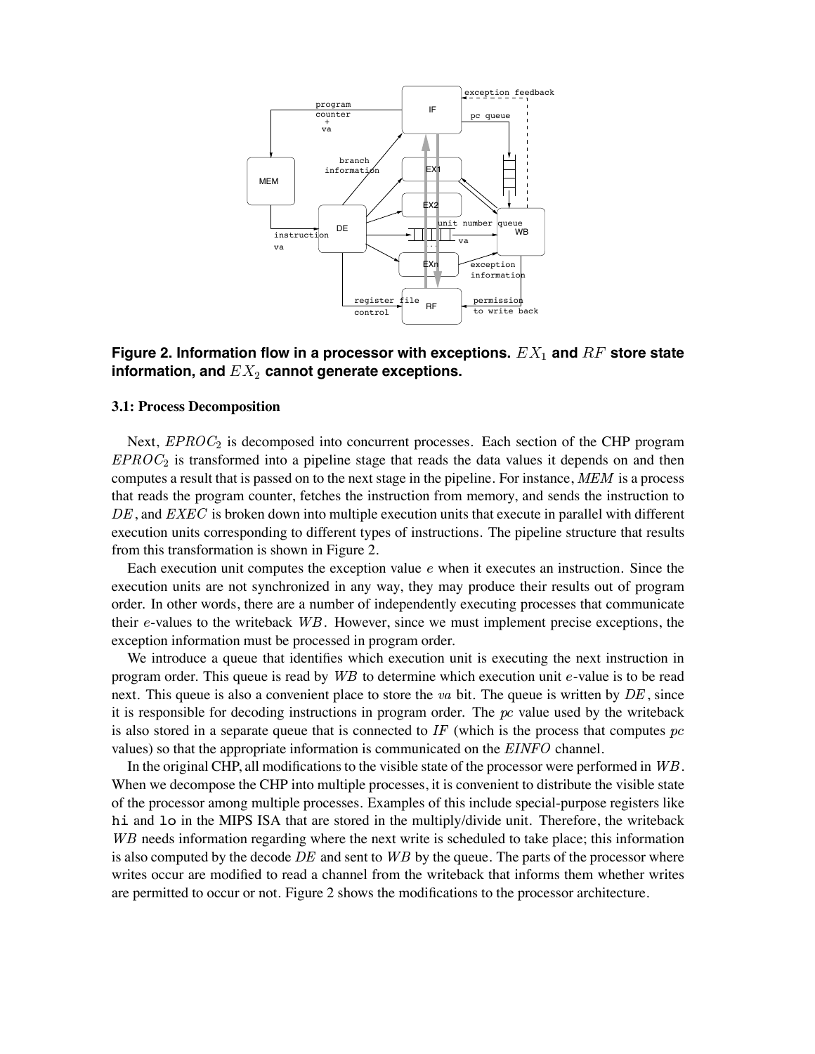program counter + va

exception feedback

IF

pc queue

branch information

MEM

EX1

EX2

instruction

va

DE

unit number queue

WB

va

EXn

exception information

register file control

RF

permission to write back

**Figure 2. Information flow in a processor with exceptions.** $EX_1$ **and** $RF$ **store state information, and** $EX_2$ **cannot generate exceptions.**

### 3.1: Process Decomposition

Next, $EPROC_2$ is decomposed into concurrent processes. Each section of the CHP program $EPROC_2$ is transformed into a pipeline stage that reads the data values it depends on and then computes a result that is passed on to the next stage in the pipeline. For instance, *MEM* is a process that reads the program counter, fetches the instruction from memory, and sends the instruction to *DE*, and *EXEC* is broken down into multiple execution units that execute in parallel with different execution units corresponding to different types of instructions. The pipeline structure that results from this transformation is shown in Figure 2.

Each execution unit computes the exception value $e$ when it executes an instruction. Since the execution units are not synchronized in any way, they may produce their results out of program order. In other words, there are a number of independently executing processes that communicate their $e$-values to the writeback *WB*. However, since we must implement precise exceptions, the exception information must be processed in program order.

We introduce a queue that identifies which execution unit is executing the next instruction in program order. This queue is read by *WB* to determine which execution unit $e$-value is to be read next. This queue is also a convenient place to store the *va* bit. The queue is written by *DE*, since it is responsible for decoding instructions in program order. The *pc* value used by the writeback is also stored in a separate queue that is connected to *IF* (which is the process that computes *pc* values) so that the appropriate information is communicated on the *EINFO* channel.

In the original CHP, all modifications to the visible state of the processor were performed in *WB*. When we decompose the CHP into multiple processes, it is convenient to distribute the visible state of the processor among multiple processes. Examples of this include special-purpose registers like `hi` and `lo` in the MIPS ISA that are stored in the multiply/divide unit. Therefore, the writeback *WB* needs information regarding where the next write is scheduled to take place; this information is also computed by the decode *DE* and sent to *WB* by the queue. The parts of the processor where writes occur are modified to read a channel from the writeback that informs them whether writes are permitted to occur or not. Figure 2 shows the modifications to the processor architecture.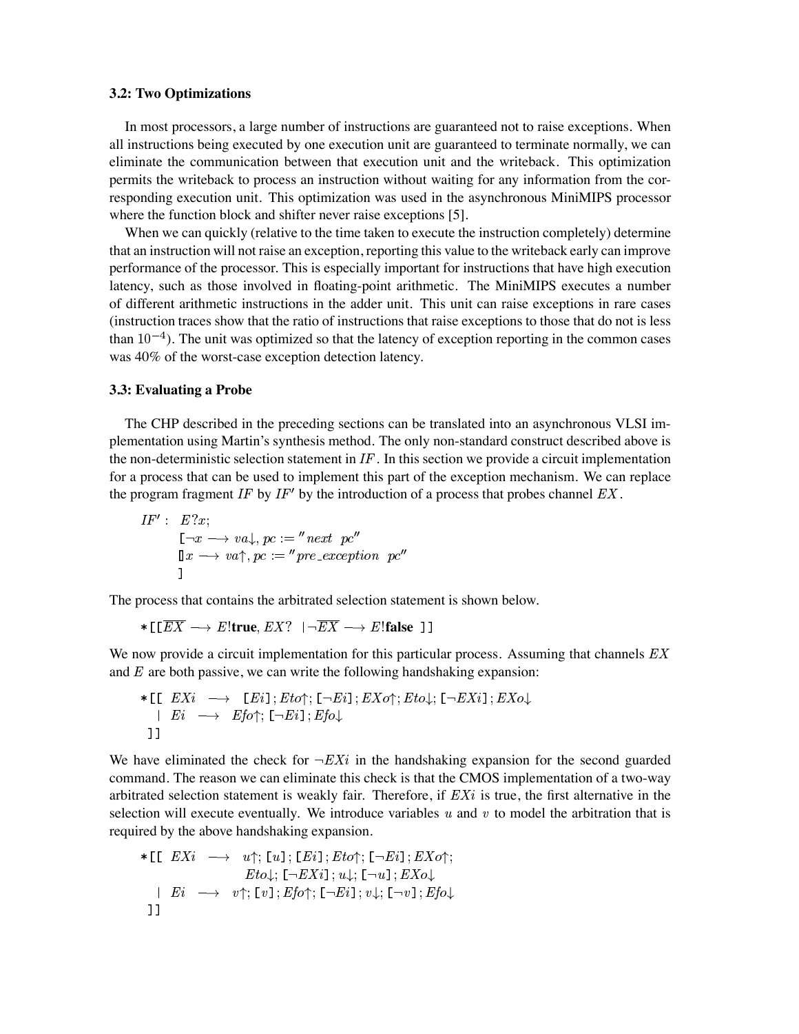### 3.2: Two Optimizations

In most processors, a large number of instructions are guaranteed not to raise exceptions. When all instructions being executed by one execution unit are guaranteed to terminate normally, we can eliminate the communication between that execution unit and the writeback. This optimization permits the writeback to process an instruction without waiting for any information from the corresponding execution unit. This optimization was used in the asynchronous MiniMIPS processor where the function block and shifter never raise exceptions [5].

When we can quickly (relative to the time taken to execute the instruction completely) determine that an instruction will not raise an exception, reporting this value to the writeback early can improve performance of the processor. This is especially important for instructions that have high execution latency, such as those involved in floating-point arithmetic. The MiniMIPS executes a number of different arithmetic instructions in the adder unit. This unit can raise exceptions in rare cases (instruction traces show that the ratio of instructions that raise exceptions to those that do not is less than $10^{-4}$). The unit was optimized so that the latency of exception reporting in the common cases was 40% of the worst-case exception detection latency.

### 3.3: Evaluating a Probe

The CHP described in the preceding sections can be translated into an asynchronous VLSI implementation using Martin's synthesis method. The only non-standard construct described above is the non-deterministic selection statement in $IF$. In this section we provide a circuit implementation for a process that can be used to implement this part of the exception mechanism. We can replace the program fragment $IF$ by $IF'$ by the introduction of a process that probes channel $EX$.

$$
\begin{aligned}
IF' : \;& E?x; \\
& [\neg x \longrightarrow va{\downarrow}, pc := \text{"}next\ \ pc\text{"} \\
& [\!]\, x \longrightarrow va{\uparrow}, pc := \text{"}pre\_exception\ \ pc\text{"} \\
& ]
\end{aligned}
$$

The process that contains the arbitrated selection statement is shown below.

$$
*[[\overline{EX} \longrightarrow E!\mathbf{true}, EX? \;\;|\neg\overline{EX} \longrightarrow E!\mathbf{false}\;\;]]
$$

We now provide a circuit implementation for this particular process. Assuming that channels $EX$ and $E$ are both passive, we can write the following handshaking expansion:

$$
\begin{aligned}
*[[\;\; & EXi \;\; \longrightarrow \;\; [Ei]; Eto{\uparrow}; [\neg Ei]; EXo{\uparrow}; Eto{\downarrow}; [\neg EXi]; EXo{\downarrow} \\
|\;\; & Ei \;\; \longrightarrow \;\; Efo{\uparrow}; [\neg Ei]; Efo{\downarrow} \\
]]\;\;&
\end{aligned}
$$

We have eliminated the check for $\neg EXi$ in the handshaking expansion for the second guarded command. The reason we can eliminate this check is that the CMOS implementation of a two-way arbitrated selection statement is weakly fair. Therefore, if $EXi$ is true, the first alternative in the selection will execute eventually. We introduce variables $u$ and $v$ to model the arbitration that is required by the above handshaking expansion.

$$
\begin{aligned}
*[[\;\; & EXi \;\; \longrightarrow \;\; u{\uparrow}; [u]; [Ei]; Eto{\uparrow}; [\neg Ei]; EXo{\uparrow}; \\
& \qquad\qquad\quad Eto{\downarrow}; [\neg EXi]; u{\downarrow}; [\neg u]; EXo{\downarrow} \\
|\;\; & Ei \;\; \longrightarrow \;\; v{\uparrow}; [v]; Efo{\uparrow}; [\neg Ei]; v{\downarrow}; [\neg v]; Efo{\downarrow} \\
]]\;\;&
\end{aligned}
$$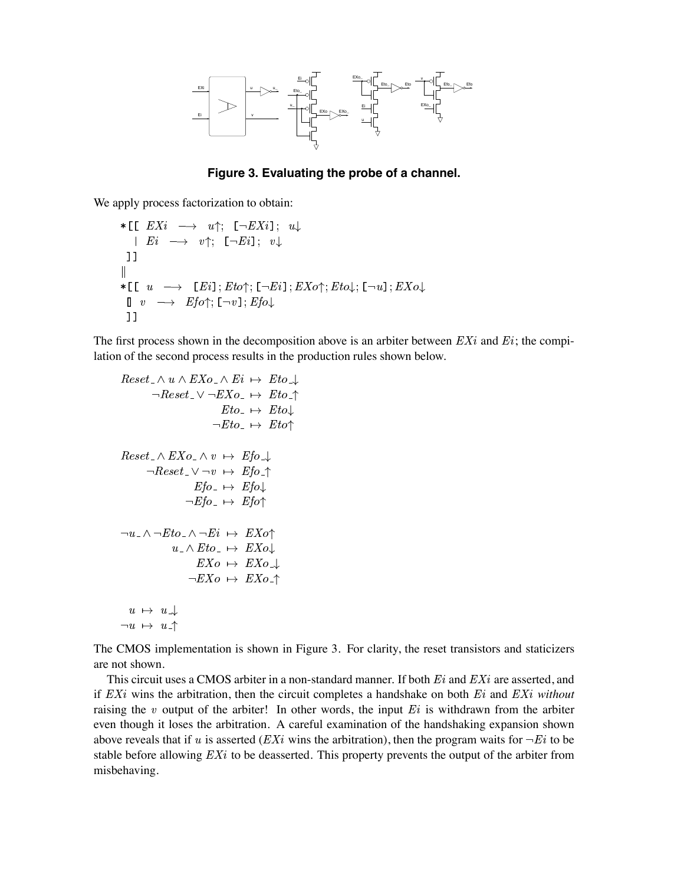Figure 3. Evaluating the probe of a channel.

We apply process factorization to obtain:

$$
\begin{array}{l}
*[[\ EXi \ \longrightarrow \ u\uparrow;\ [\neg EXi];\ u\downarrow \\
\quad |\ Ei \ \longrightarrow \ v\uparrow;\ [\neg Ei];\ v\downarrow \\
\ ]] \\
\| \\
*[[\ u \ \longrightarrow \ [Ei]; Eto\uparrow; [\neg Ei]; EXo\uparrow; Eto\downarrow; [\neg u]; EXo\downarrow \\
\ [\!]\ v \ \longrightarrow \ Efo\uparrow; [\neg v]; Efo\downarrow \\
\ ]]
\end{array}
$$

The first process shown in the decomposition above is an arbiter between $EXi$ and $Ei$; the compilation of the second process results in the production rules shown below.

$$
\begin{array}{rcl}
Reset\_ \wedge u \wedge EXo\_ \wedge Ei & \mapsto & Eto\_\downarrow \\
\neg Reset\_ \vee \neg EXo\_ & \mapsto & Eto\_\uparrow \\
Eto\_ & \mapsto & Eto\downarrow \\
\neg Eto\_ & \mapsto & Eto\uparrow
\end{array}
$$

$$
\begin{array}{rcl}
Reset\_ \wedge EXo\_ \wedge v & \mapsto & Efo\_\downarrow \\
\neg Reset\_ \vee \neg v & \mapsto & Efo\_\uparrow \\
Efo\_ & \mapsto & Efo\downarrow \\
\neg Efo\_ & \mapsto & Efo\uparrow
\end{array}
$$

$$
\begin{array}{rcl}
\neg u\_ \wedge \neg Eto\_ \wedge \neg Ei & \mapsto & EXo\uparrow \\
u\_ \wedge Eto\_ & \mapsto & EXo\downarrow \\
EXo & \mapsto & EXo\_\downarrow \\
\neg EXo & \mapsto & EXo\_\uparrow
\end{array}
$$

$$
\begin{array}{rcl}
u & \mapsto & u\_\downarrow \\
\neg u & \mapsto & u\_\uparrow
\end{array}
$$

The CMOS implementation is shown in Figure 3. For clarity, the reset transistors and staticizers are not shown.

This circuit uses a CMOS arbiter in a non-standard manner. If both $Ei$ and $EXi$ are asserted, and if $EXi$ wins the arbitration, then the circuit completes a handshake on both $Ei$ and $EXi$ *without* raising the $v$ output of the arbiter! In other words, the input $Ei$ is withdrawn from the arbiter even though it loses the arbitration. A careful examination of the handshaking expansion shown above reveals that if $u$ is asserted ($EXi$ wins the arbitration), then the program waits for $\neg Ei$ to be stable before allowing $EXi$ to be deasserted. This property prevents the output of the arbiter from misbehaving.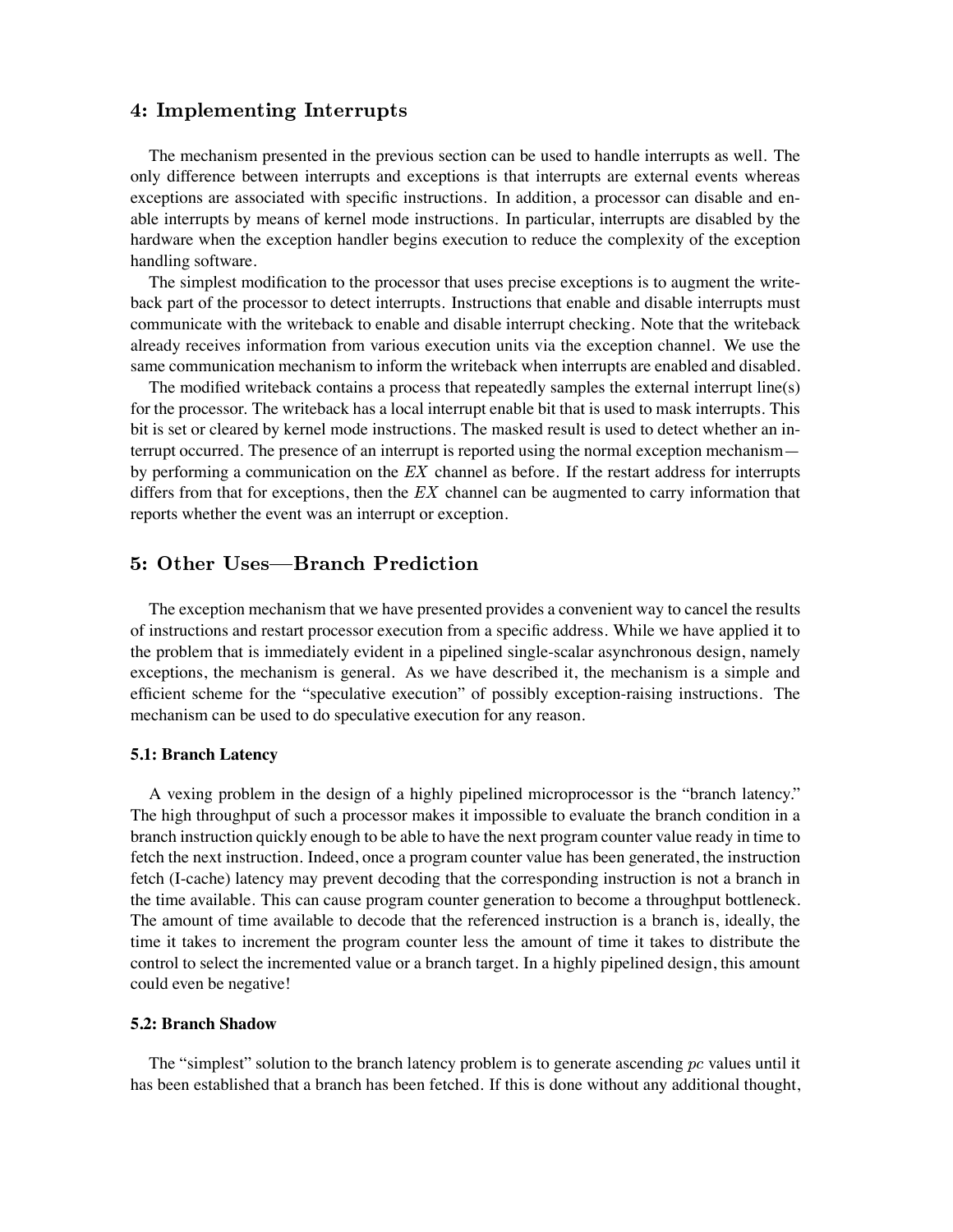## 4: Implementing Interrupts

The mechanism presented in the previous section can be used to handle interrupts as well. The only difference between interrupts and exceptions is that interrupts are external events whereas exceptions are associated with specific instructions. In addition, a processor can disable and enable interrupts by means of kernel mode instructions. In particular, interrupts are disabled by the hardware when the exception handler begins execution to reduce the complexity of the exception handling software.

The simplest modification to the processor that uses precise exceptions is to augment the writeback part of the processor to detect interrupts. Instructions that enable and disable interrupts must communicate with the writeback to enable and disable interrupt checking. Note that the writeback already receives information from various execution units via the exception channel. We use the same communication mechanism to inform the writeback when interrupts are enabled and disabled.

The modified writeback contains a process that repeatedly samples the external interrupt line(s) for the processor. The writeback has a local interrupt enable bit that is used to mask interrupts. This bit is set or cleared by kernel mode instructions. The masked result is used to detect whether an interrupt occurred. The presence of an interrupt is reported using the normal exception mechanism—by performing a communication on the $EX$ channel as before. If the restart address for interrupts differs from that for exceptions, then the $EX$ channel can be augmented to carry information that reports whether the event was an interrupt or exception.

## 5: Other Uses—Branch Prediction

The exception mechanism that we have presented provides a convenient way to cancel the results of instructions and restart processor execution from a specific address. While we have applied it to the problem that is immediately evident in a pipelined single-scalar asynchronous design, namely exceptions, the mechanism is general. As we have described it, the mechanism is a simple and efficient scheme for the "speculative execution" of possibly exception-raising instructions. The mechanism can be used to do speculative execution for any reason.

### 5.1: Branch Latency

A vexing problem in the design of a highly pipelined microprocessor is the "branch latency." The high throughput of such a processor makes it impossible to evaluate the branch condition in a branch instruction quickly enough to be able to have the next program counter value ready in time to fetch the next instruction. Indeed, once a program counter value has been generated, the instruction fetch (I-cache) latency may prevent decoding that the corresponding instruction is not a branch in the time available. This can cause program counter generation to become a throughput bottleneck. The amount of time available to decode that the referenced instruction is a branch is, ideally, the time it takes to increment the program counter less the amount of time it takes to distribute the control to select the incremented value or a branch target. In a highly pipelined design, this amount could even be negative!

### 5.2: Branch Shadow

The "simplest" solution to the branch latency problem is to generate ascending $pc$ values until it has been established that a branch has been fetched. If this is done without any additional thought,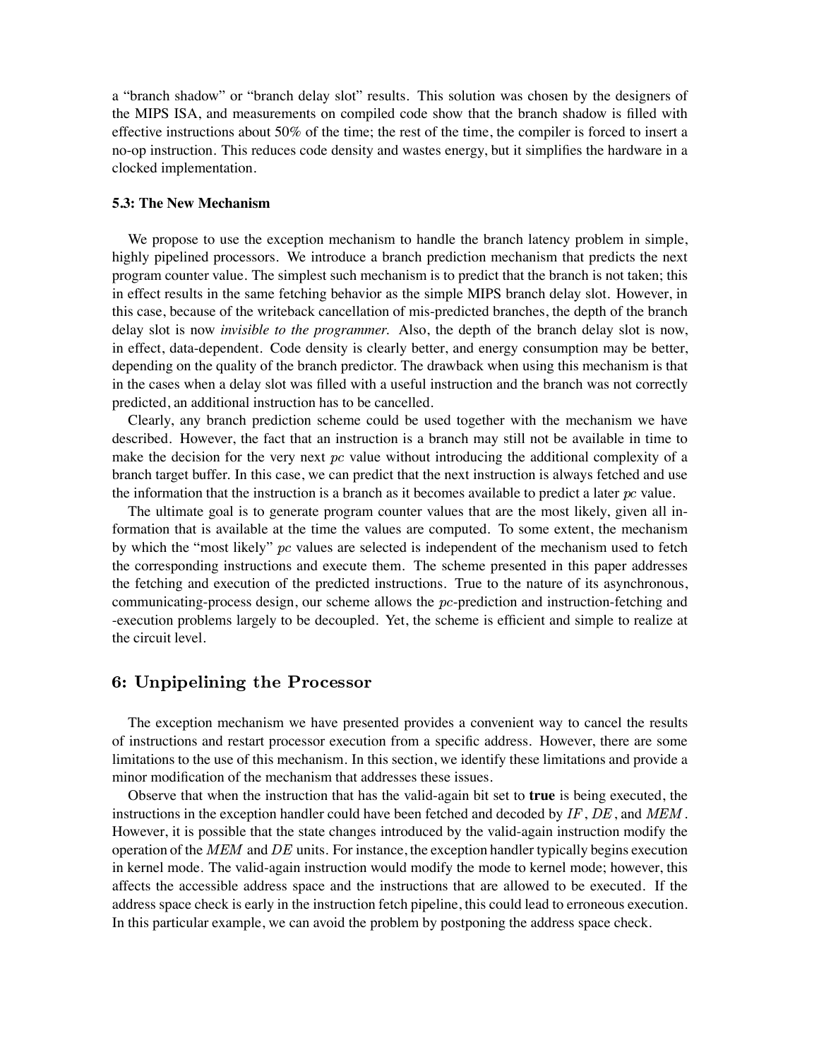a "branch shadow" or "branch delay slot" results. This solution was chosen by the designers of the MIPS ISA, and measurements on compiled code show that the branch shadow is filled with effective instructions about 50% of the time; the rest of the time, the compiler is forced to insert a no-op instruction. This reduces code density and wastes energy, but it simplifies the hardware in a clocked implementation.

### 5.3: The New Mechanism

We propose to use the exception mechanism to handle the branch latency problem in simple, highly pipelined processors. We introduce a branch prediction mechanism that predicts the next program counter value. The simplest such mechanism is to predict that the branch is not taken; this in effect results in the same fetching behavior as the simple MIPS branch delay slot. However, in this case, because of the writeback cancellation of mis-predicted branches, the depth of the branch delay slot is now *invisible to the programmer.* Also, the depth of the branch delay slot is now, in effect, data-dependent. Code density is clearly better, and energy consumption may be better, depending on the quality of the branch predictor. The drawback when using this mechanism is that in the cases when a delay slot was filled with a useful instruction and the branch was not correctly predicted, an additional instruction has to be cancelled.

Clearly, any branch prediction scheme could be used together with the mechanism we have described. However, the fact that an instruction is a branch may still not be available in time to make the decision for the very next $pc$ value without introducing the additional complexity of a branch target buffer. In this case, we can predict that the next instruction is always fetched and use the information that the instruction is a branch as it becomes available to predict a later $pc$ value.

The ultimate goal is to generate program counter values that are the most likely, given all information that is available at the time the values are computed. To some extent, the mechanism by which the "most likely" $pc$ values are selected is independent of the mechanism used to fetch the corresponding instructions and execute them. The scheme presented in this paper addresses the fetching and execution of the predicted instructions. True to the nature of its asynchronous, communicating-process design, our scheme allows the $pc$-prediction and instruction-fetching and -execution problems largely to be decoupled. Yet, the scheme is efficient and simple to realize at the circuit level.

## 6: Unpipelining the Processor

The exception mechanism we have presented provides a convenient way to cancel the results of instructions and restart processor execution from a specific address. However, there are some limitations to the use of this mechanism. In this section, we identify these limitations and provide a minor modification of the mechanism that addresses these issues.

Observe that when the instruction that has the valid-again bit set to **true** is being executed, the instructions in the exception handler could have been fetched and decoded by $IF$, $DE$, and $MEM$. However, it is possible that the state changes introduced by the valid-again instruction modify the operation of the $MEM$ and $DE$ units. For instance, the exception handler typically begins execution in kernel mode. The valid-again instruction would modify the mode to kernel mode; however, this affects the accessible address space and the instructions that are allowed to be executed. If the address space check is early in the instruction fetch pipeline, this could lead to erroneous execution. In this particular example, we can avoid the problem by postponing the address space check.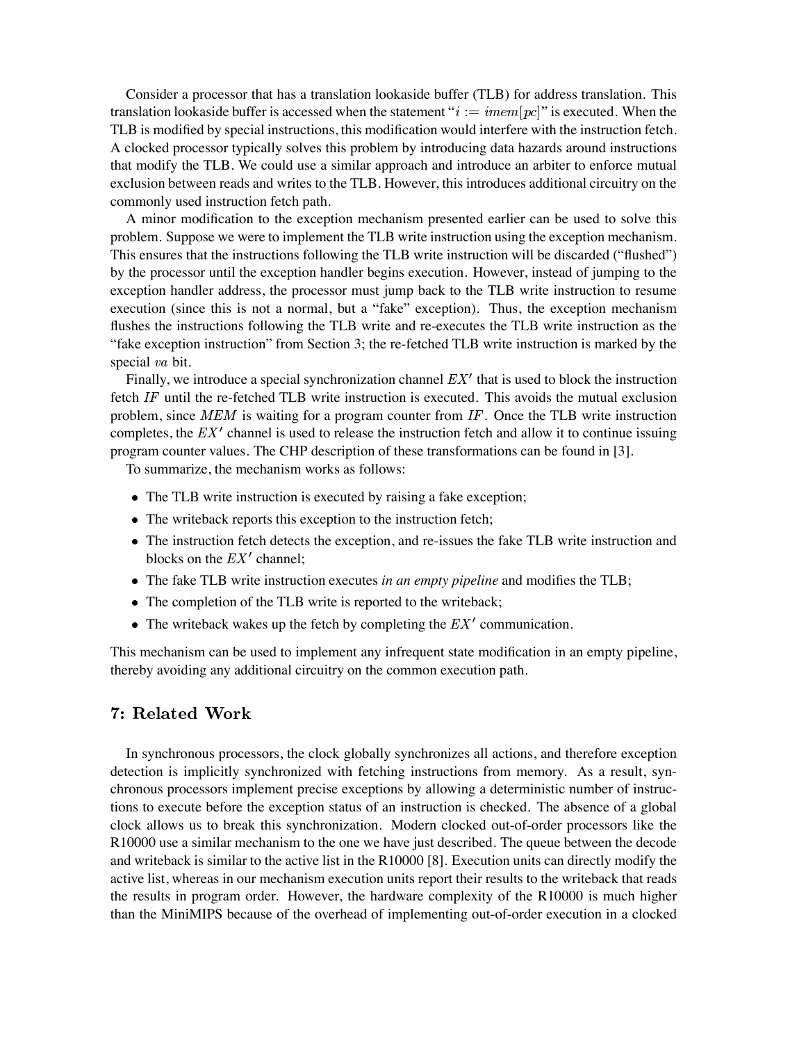Consider a processor that has a translation lookaside buffer (TLB) for address translation. This translation lookaside buffer is accessed when the statement "$i := imem[pc]$" is executed. When the TLB is modified by special instructions, this modification would interfere with the instruction fetch. A clocked processor typically solves this problem by introducing data hazards around instructions that modify the TLB. We could use a similar approach and introduce an arbiter to enforce mutual exclusion between reads and writes to the TLB. However, this introduces additional circuitry on the commonly used instruction fetch path.

A minor modification to the exception mechanism presented earlier can be used to solve this problem. Suppose we were to implement the TLB write instruction using the exception mechanism. This ensures that the instructions following the TLB write instruction will be discarded ("flushed") by the processor until the exception handler begins execution. However, instead of jumping to the exception handler address, the processor must jump back to the TLB write instruction to resume execution (since this is not a normal, but a "fake" exception). Thus, the exception mechanism flushes the instructions following the TLB write and re-executes the TLB write instruction as the "fake exception instruction" from Section 3; the re-fetched TLB write instruction is marked by the special $va$ bit.

Finally, we introduce a special synchronization channel $EX'$ that is used to block the instruction fetch $IF$ until the re-fetched TLB write instruction is executed. This avoids the mutual exclusion problem, since $MEM$ is waiting for a program counter from $IF$. Once the TLB write instruction completes, the $EX'$ channel is used to release the instruction fetch and allow it to continue issuing program counter values. The CHP description of these transformations can be found in [3].

To summarize, the mechanism works as follows:

- The TLB write instruction is executed by raising a fake exception;
- The writeback reports this exception to the instruction fetch;
- The instruction fetch detects the exception, and re-issues the fake TLB write instruction and blocks on the $EX'$ channel;
- The fake TLB write instruction executes *in an empty pipeline* and modifies the TLB;
- The completion of the TLB write is reported to the writeback;
- The writeback wakes up the fetch by completing the $EX'$ communication.

This mechanism can be used to implement any infrequent state modification in an empty pipeline, thereby avoiding any additional circuitry on the common execution path.

## 7: Related Work

In synchronous processors, the clock globally synchronizes all actions, and therefore exception detection is implicitly synchronized with fetching instructions from memory. As a result, synchronous processors implement precise exceptions by allowing a deterministic number of instructions to execute before the exception status of an instruction is checked. The absence of a global clock allows us to break this synchronization. Modern clocked out-of-order processors like the R10000 use a similar mechanism to the one we have just described. The queue between the decode and writeback is similar to the active list in the R10000 [8]. Execution units can directly modify the active list, whereas in our mechanism execution units report their results to the writeback that reads the results in program order. However, the hardware complexity of the R10000 is much higher than the MiniMIPS because of the overhead of implementing out-of-order execution in a clocked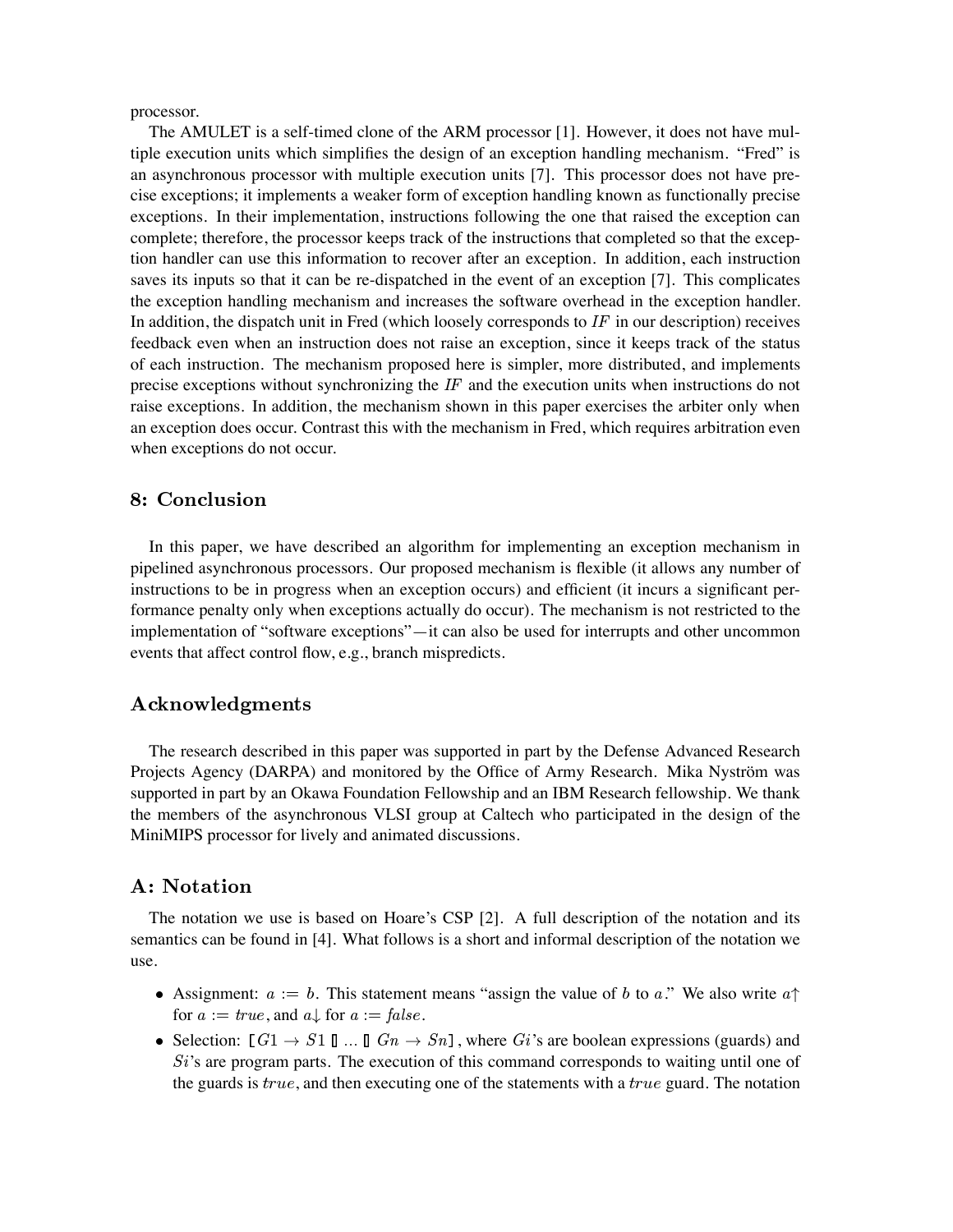processor.

The AMULET is a self-timed clone of the ARM processor [1]. However, it does not have multiple execution units which simplifies the design of an exception handling mechanism. "Fred" is an asynchronous processor with multiple execution units [7]. This processor does not have precise exceptions; it implements a weaker form of exception handling known as functionally precise exceptions. In their implementation, instructions following the one that raised the exception can complete; therefore, the processor keeps track of the instructions that completed so that the exception handler can use this information to recover after an exception. In addition, each instruction saves its inputs so that it can be re-dispatched in the event of an exception [7]. This complicates the exception handling mechanism and increases the software overhead in the exception handler. In addition, the dispatch unit in Fred (which loosely corresponds to $IF$ in our description) receives feedback even when an instruction does not raise an exception, since it keeps track of the status of each instruction. The mechanism proposed here is simpler, more distributed, and implements precise exceptions without synchronizing the $IF$ and the execution units when instructions do not raise exceptions. In addition, the mechanism shown in this paper exercises the arbiter only when an exception does occur. Contrast this with the mechanism in Fred, which requires arbitration even when exceptions do not occur.

## 8: Conclusion

In this paper, we have described an algorithm for implementing an exception mechanism in pipelined asynchronous processors. Our proposed mechanism is flexible (it allows any number of instructions to be in progress when an exception occurs) and efficient (it incurs a significant performance penalty only when exceptions actually do occur). The mechanism is not restricted to the implementation of "software exceptions"—it can also be used for interrupts and other uncommon events that affect control flow, e.g., branch mispredicts.

## Acknowledgments

The research described in this paper was supported in part by the Defense Advanced Research Projects Agency (DARPA) and monitored by the Office of Army Research. Mika Nyström was supported in part by an Okawa Foundation Fellowship and an IBM Research fellowship. We thank the members of the asynchronous VLSI group at Caltech who participated in the design of the MiniMIPS processor for lively and animated discussions.

## A: Notation

The notation we use is based on Hoare's CSP [2]. A full description of the notation and its semantics can be found in [4]. What follows is a short and informal description of the notation we use.

- Assignment: $a := b$. This statement means "assign the value of $b$ to $a$." We also write $a\uparrow$ for $a := true$, and $a\downarrow$ for $a := false$.
- Selection: $[G1 \rightarrow S1 \,[\!]\, \ldots \,[\!]\, Gn \rightarrow Sn]$, where $Gi$'s are boolean expressions (guards) and $Si$'s are program parts. The execution of this command corresponds to waiting until one of the guards is $true$, and then executing one of the statements with a $true$ guard. The notation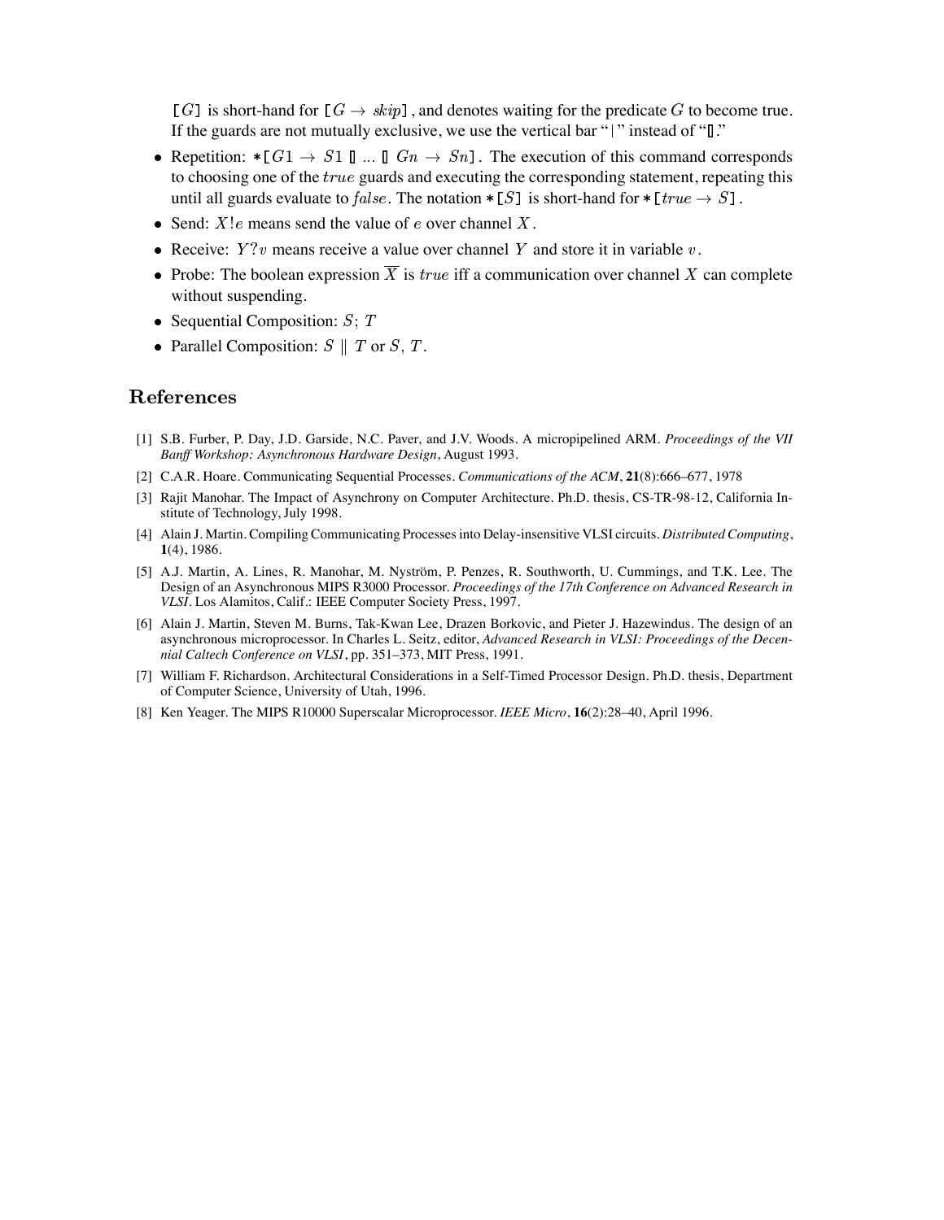`[`$G$`]` is short-hand for `[`$G \rightarrow skip$`]`, and denotes waiting for the predicate $G$ to become true. If the guards are not mutually exclusive, we use the vertical bar "|" instead of "▯."

- Repetition: `*[`$G1 \rightarrow S1$ ▯ ... ▯ $Gn \rightarrow Sn$`]`. The execution of this command corresponds to choosing one of the $true$ guards and executing the corresponding statement, repeating this until all guards evaluate to $false$. The notation `*[`$S$`]` is short-hand for `*[`$true \rightarrow S$`]`.
- Send: $X!e$ means send the value of $e$ over channel $X$.
- Receive: $Y?v$ means receive a value over channel $Y$ and store it in variable $v$.
- Probe: The boolean expression $\overline{X}$ is $true$ iff a communication over channel $X$ can complete without suspending.
- Sequential Composition: $S;\ T$
- Parallel Composition: $S \parallel T$ or $S,\ T$.

## References

[1] S.B. Furber, P. Day, J.D. Garside, N.C. Paver, and J.V. Woods. A micropipelined ARM. *Proceedings of the VII Banff Workshop: Asynchronous Hardware Design*, August 1993.

[2] C.A.R. Hoare. Communicating Sequential Processes. *Communications of the ACM*, **21**(8):666–677, 1978

[3] Rajit Manohar. The Impact of Asynchrony on Computer Architecture. Ph.D. thesis, CS-TR-98-12, California Institute of Technology, July 1998.

[4] Alain J. Martin. Compiling Communicating Processes into Delay-insensitive VLSI circuits. *Distributed Computing*, **1**(4), 1986.

[5] A.J. Martin, A. Lines, R. Manohar, M. Nyström, P. Penzes, R. Southworth, U. Cummings, and T.K. Lee. The Design of an Asynchronous MIPS R3000 Processor. *Proceedings of the 17th Conference on Advanced Research in VLSI*. Los Alamitos, Calif.: IEEE Computer Society Press, 1997.

[6] Alain J. Martin, Steven M. Burns, Tak-Kwan Lee, Drazen Borkovic, and Pieter J. Hazewindus. The design of an asynchronous microprocessor. In Charles L. Seitz, editor, *Advanced Research in VLSI: Proceedings of the Decennial Caltech Conference on VLSI*, pp. 351–373, MIT Press, 1991.

[7] William F. Richardson. Architectural Considerations in a Self-Timed Processor Design. Ph.D. thesis, Department of Computer Science, University of Utah, 1996.

[8] Ken Yeager. The MIPS R10000 Superscalar Microprocessor. *IEEE Micro*, **16**(2):28–40, April 1996.